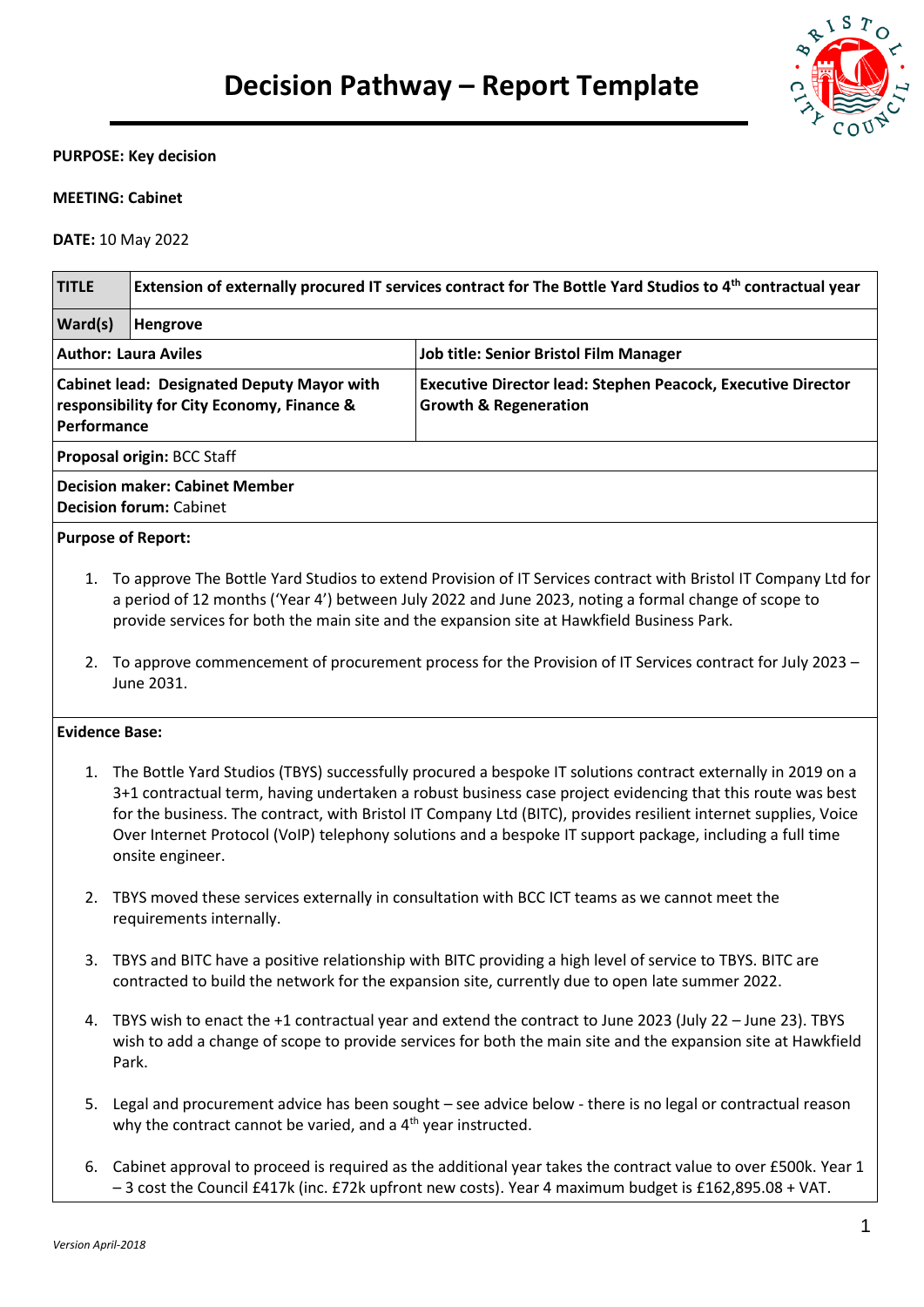# Decision Pathway – Report Template

**PURPOSE: Key decision**

**MEETING: Cabinet**

**DATE:** 10 May 2022

| **TITLE** | **Extension of externally procured IT services contract for The Bottle Yard Studios to 4th contractual year** |
|---|---|
| **Ward(s)** | **Hengrove** |
| **Author: Laura Aviles** | **Job title: Senior Bristol Film Manager** |
| **Cabinet lead: Designated Deputy Mayor with responsibility for City Economy, Finance & Performance** | **Executive Director lead: Stephen Peacock, Executive Director Growth & Regeneration** |
| **Proposal origin:** BCC Staff | |
| **Decision maker: Cabinet Member**<br>**Decision forum:** Cabinet | |

**Purpose of Report:**

1. To approve The Bottle Yard Studios to extend Provision of IT Services contract with Bristol IT Company Ltd for a period of 12 months ('Year 4') between July 2022 and June 2023, noting a formal change of scope to provide services for both the main site and the expansion site at Hawkfield Business Park.

2. To approve commencement of procurement process for the Provision of IT Services contract for July 2023 – June 2031.

**Evidence Base:**

1. The Bottle Yard Studios (TBYS) successfully procured a bespoke IT solutions contract externally in 2019 on a 3+1 contractual term, having undertaken a robust business case project evidencing that this route was best for the business. The contract, with Bristol IT Company Ltd (BITC), provides resilient internet supplies, Voice Over Internet Protocol (VoIP) telephony solutions and a bespoke IT support package, including a full time onsite engineer.

2. TBYS moved these services externally in consultation with BCC ICT teams as we cannot meet the requirements internally.

3. TBYS and BITC have a positive relationship with BITC providing a high level of service to TBYS. BITC are contracted to build the network for the expansion site, currently due to open late summer 2022.

4. TBYS wish to enact the +1 contractual year and extend the contract to June 2023 (July 22 – June 23). TBYS wish to add a change of scope to provide services for both the main site and the expansion site at Hawkfield Park.

5. Legal and procurement advice has been sought – see advice below - there is no legal or contractual reason why the contract cannot be varied, and a 4th year instructed.

6. Cabinet approval to proceed is required as the additional year takes the contract value to over £500k. Year 1 – 3 cost the Council £417k (inc. £72k upfront new costs). Year 4 maximum budget is £162,895.08 + VAT.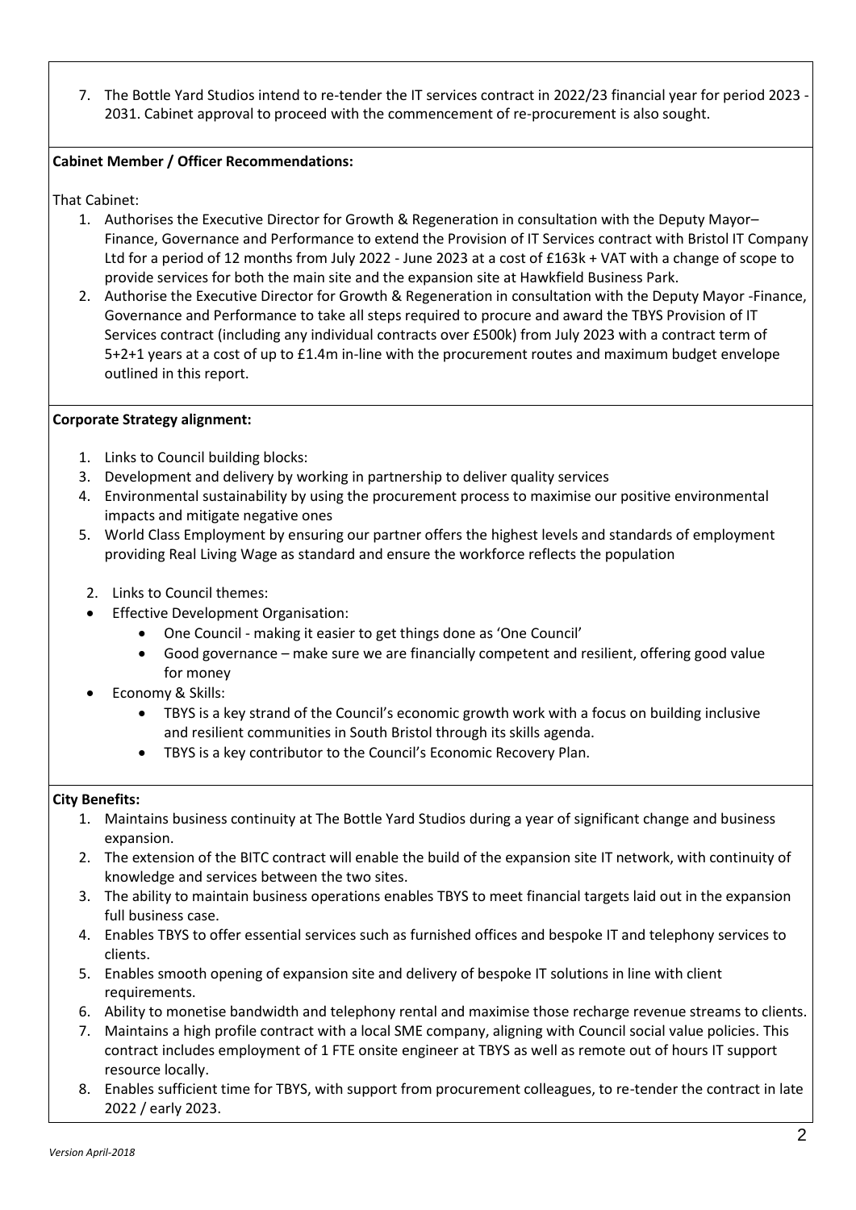7. The Bottle Yard Studios intend to re-tender the IT services contract in 2022/23 financial year for period 2023 - 2031. Cabinet approval to proceed with the commencement of re-procurement is also sought.

**Cabinet Member / Officer Recommendations:**

That Cabinet:

1. Authorises the Executive Director for Growth & Regeneration in consultation with the Deputy Mayor– Finance, Governance and Performance to extend the Provision of IT Services contract with Bristol IT Company Ltd for a period of 12 months from July 2022 - June 2023 at a cost of £163k + VAT with a change of scope to provide services for both the main site and the expansion site at Hawkfield Business Park.
2. Authorise the Executive Director for Growth & Regeneration in consultation with the Deputy Mayor -Finance, Governance and Performance to take all steps required to procure and award the TBYS Provision of IT Services contract (including any individual contracts over £500k) from July 2023 with a contract term of 5+2+1 years at a cost of up to £1.4m in-line with the procurement routes and maximum budget envelope outlined in this report.

**Corporate Strategy alignment:**

1. Links to Council building blocks:
3. Development and delivery by working in partnership to deliver quality services
4. Environmental sustainability by using the procurement process to maximise our positive environmental impacts and mitigate negative ones
5. World Class Employment by ensuring our partner offers the highest levels and standards of employment providing Real Living Wage as standard and ensure the workforce reflects the population

2. Links to Council themes:

- Effective Development Organisation:
  - One Council - making it easier to get things done as 'One Council'
  - Good governance – make sure we are financially competent and resilient, offering good value for money
- Economy & Skills:
  - TBYS is a key strand of the Council's economic growth work with a focus on building inclusive and resilient communities in South Bristol through its skills agenda.
  - TBYS is a key contributor to the Council's Economic Recovery Plan.

**City Benefits:**

1. Maintains business continuity at The Bottle Yard Studios during a year of significant change and business expansion.
2. The extension of the BITC contract will enable the build of the expansion site IT network, with continuity of knowledge and services between the two sites.
3. The ability to maintain business operations enables TBYS to meet financial targets laid out in the expansion full business case.
4. Enables TBYS to offer essential services such as furnished offices and bespoke IT and telephony services to clients.
5. Enables smooth opening of expansion site and delivery of bespoke IT solutions in line with client requirements.
6. Ability to monetise bandwidth and telephony rental and maximise those recharge revenue streams to clients.
7. Maintains a high profile contract with a local SME company, aligning with Council social value policies. This contract includes employment of 1 FTE onsite engineer at TBYS as well as remote out of hours IT support resource locally.
8. Enables sufficient time for TBYS, with support from procurement colleagues, to re-tender the contract in late 2022 / early 2023.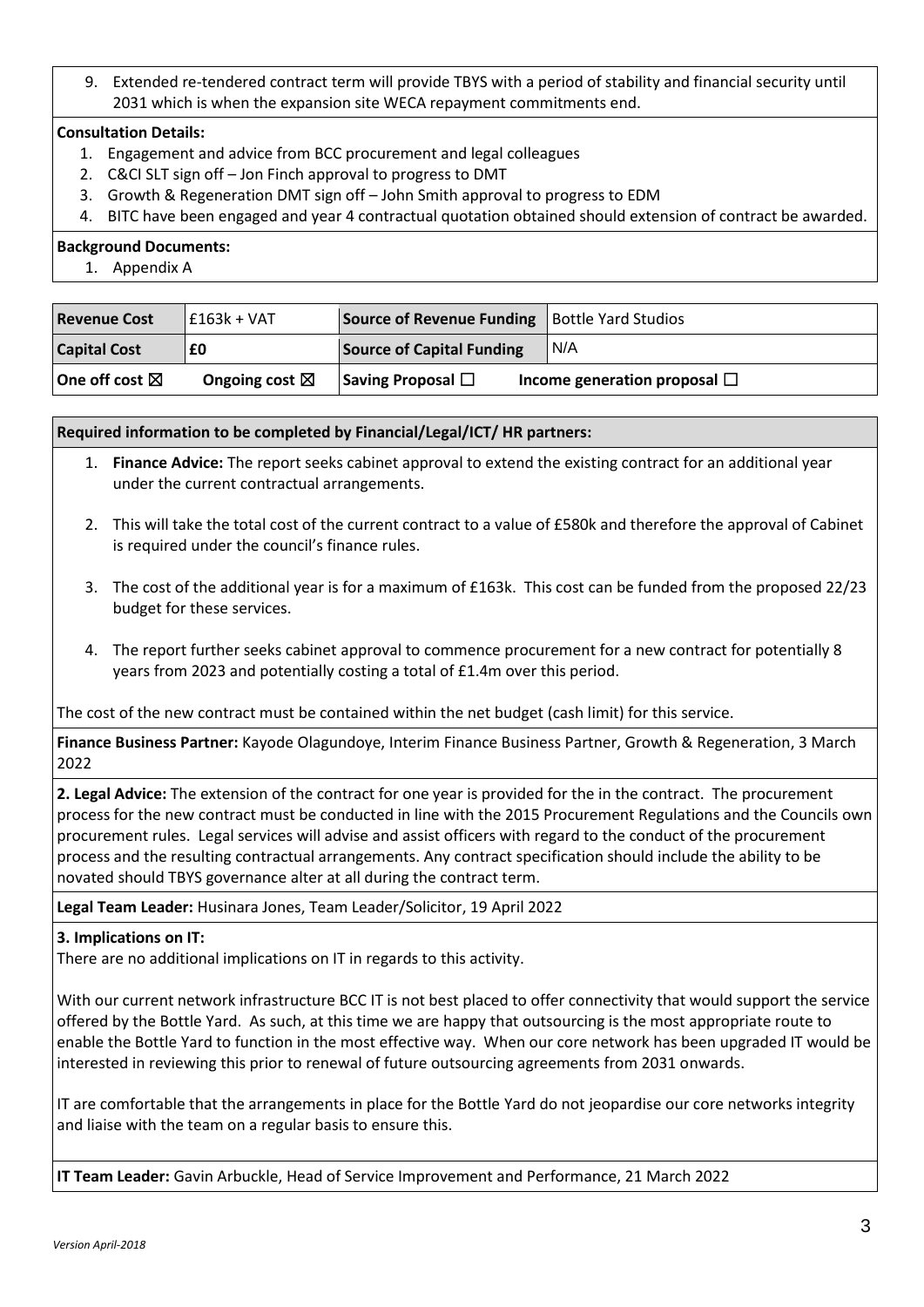9. Extended re-tendered contract term will provide TBYS with a period of stability and financial security until 2031 which is when the expansion site WECA repayment commitments end.

**Consultation Details:**

1. Engagement and advice from BCC procurement and legal colleagues
2. C&CI SLT sign off – Jon Finch approval to progress to DMT
3. Growth & Regeneration DMT sign off – John Smith approval to progress to EDM
4. BITC have been engaged and year 4 contractual quotation obtained should extension of contract be awarded.

**Background Documents:**

1. Appendix A

| **Revenue Cost** | £163k + VAT | **Source of Revenue Funding** | Bottle Yard Studios |
|---|---|---|---|
| **Capital Cost** | **£0** | **Source of Capital Funding** | N/A |
| **One off cost** ☒ | **Ongoing cost** ☒ | **Saving Proposal** ☐ | **Income generation proposal** ☐ |

**Required information to be completed by Financial/Legal/ICT/ HR partners:**

1. **Finance Advice:** The report seeks cabinet approval to extend the existing contract for an additional year under the current contractual arrangements.

2. This will take the total cost of the current contract to a value of £580k and therefore the approval of Cabinet is required under the council's finance rules.

3. The cost of the additional year is for a maximum of £163k. This cost can be funded from the proposed 22/23 budget for these services.

4. The report further seeks cabinet approval to commence procurement for a new contract for potentially 8 years from 2023 and potentially costing a total of £1.4m over this period.

The cost of the new contract must be contained within the net budget (cash limit) for this service.

**Finance Business Partner:** Kayode Olagundoye, Interim Finance Business Partner, Growth & Regeneration, 3 March 2022

**2. Legal Advice:** The extension of the contract for one year is provided for the in the contract. The procurement process for the new contract must be conducted in line with the 2015 Procurement Regulations and the Councils own procurement rules. Legal services will advise and assist officers with regard to the conduct of the procurement process and the resulting contractual arrangements. Any contract specification should include the ability to be novated should TBYS governance alter at all during the contract term.

**Legal Team Leader:** Husinara Jones, Team Leader/Solicitor, 19 April 2022

**3. Implications on IT:**

There are no additional implications on IT in regards to this activity.

With our current network infrastructure BCC IT is not best placed to offer connectivity that would support the service offered by the Bottle Yard. As such, at this time we are happy that outsourcing is the most appropriate route to enable the Bottle Yard to function in the most effective way. When our core network has been upgraded IT would be interested in reviewing this prior to renewal of future outsourcing agreements from 2031 onwards.

IT are comfortable that the arrangements in place for the Bottle Yard do not jeopardise our core networks integrity and liaise with the team on a regular basis to ensure this.

**IT Team Leader:** Gavin Arbuckle, Head of Service Improvement and Performance, 21 March 2022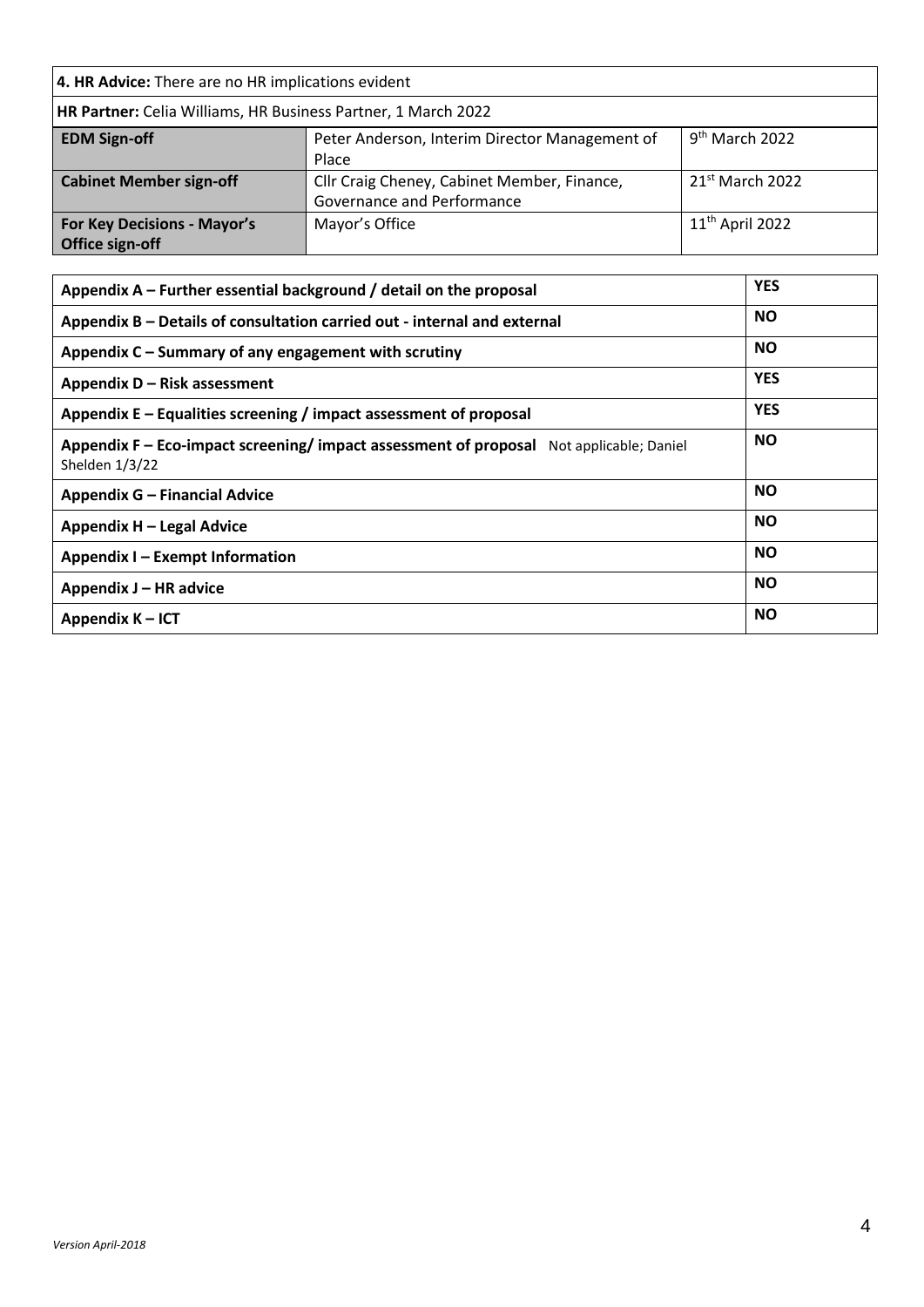| **4. HR Advice:** There are no HR implications evident | | |
|---|---|---|
| **HR Partner:** Celia Williams, HR Business Partner, 1 March 2022 | | |
| **EDM Sign-off** | Peter Anderson, Interim Director Management of Place | 9th March 2022 |
| **Cabinet Member sign-off** | Cllr Craig Cheney, Cabinet Member, Finance, Governance and Performance | 21st March 2022 |
| **For Key Decisions - Mayor's Office sign-off** | Mayor's Office | 11th April 2022 |

| | |
|---|---|
| **Appendix A – Further essential background / detail on the proposal** | **YES** |
| **Appendix B – Details of consultation carried out - internal and external** | **NO** |
| **Appendix C – Summary of any engagement with scrutiny** | **NO** |
| **Appendix D – Risk assessment** | **YES** |
| **Appendix E – Equalities screening / impact assessment of proposal** | **YES** |
| **Appendix F – Eco-impact screening/ impact assessment of proposal** Not applicable; Daniel Shelden 1/3/22 | **NO** |
| **Appendix G – Financial Advice** | **NO** |
| **Appendix H – Legal Advice** | **NO** |
| **Appendix I – Exempt Information** | **NO** |
| **Appendix J – HR advice** | **NO** |
| **Appendix K – ICT** | **NO** |

*Version April-2018*